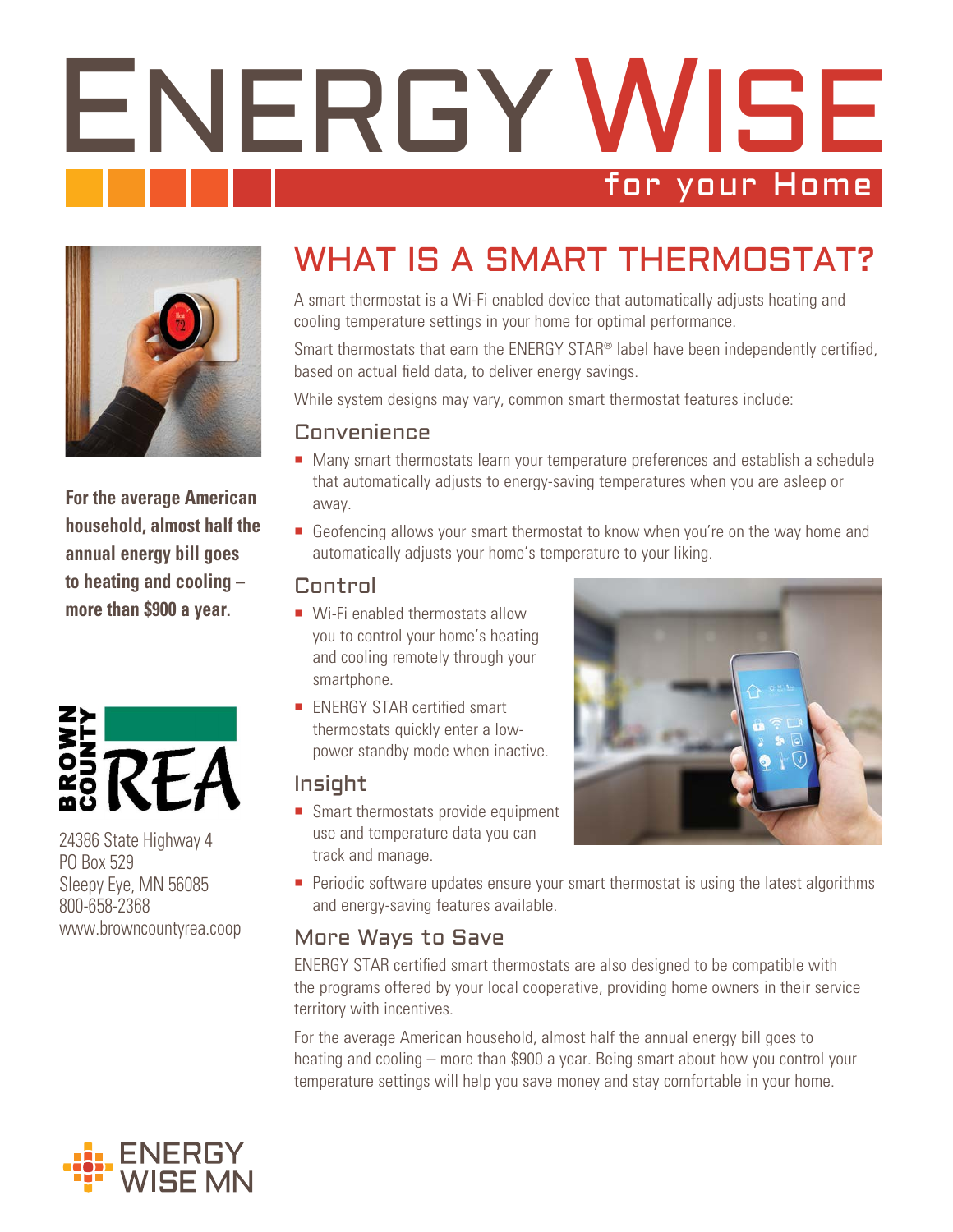# ENERGY WISE

for your Home

**For the average American household, almost half the annual energy bill goes to heating and cooling – more than $900 a year.**

BROWN COUNTY REA

24386 State Highway 4
PO Box 529
Sleepy Eye, MN 56085
800-658-2368
www.browncountyrea.coop

ENERGY WISE MN

## WHAT IS A SMART THERMOSTAT?

A smart thermostat is a Wi-Fi enabled device that automatically adjusts heating and cooling temperature settings in your home for optimal performance.

Smart thermostats that earn the ENERGY STAR® label have been independently certified, based on actual field data, to deliver energy savings.

While system designs may vary, common smart thermostat features include:

### Convenience

- Many smart thermostats learn your temperature preferences and establish a schedule that automatically adjusts to energy-saving temperatures when you are asleep or away.
- Geofencing allows your smart thermostat to know when you're on the way home and automatically adjusts your home's temperature to your liking.

### Control

- Wi-Fi enabled thermostats allow you to control your home's heating and cooling remotely through your smartphone.
- ENERGY STAR certified smart thermostats quickly enter a low-power standby mode when inactive.

### Insight

- Smart thermostats provide equipment use and temperature data you can track and manage.
- Periodic software updates ensure your smart thermostat is using the latest algorithms and energy-saving features available.

### More Ways to Save

ENERGY STAR certified smart thermostats are also designed to be compatible with the programs offered by your local cooperative, providing home owners in their service territory with incentives.

For the average American household, almost half the annual energy bill goes to heating and cooling – more than $900 a year. Being smart about how you control your temperature settings will help you save money and stay comfortable in your home.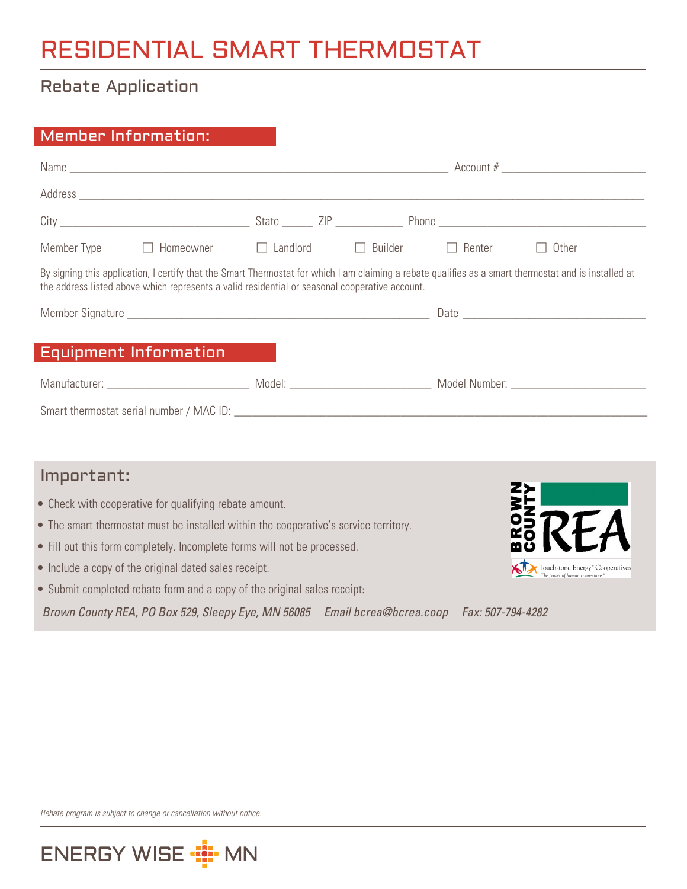# RESIDENTIAL SMART THERMOSTAT

## Rebate Application

### Member Information:

Name ______________________________ Account # ______________

Address ______________________________

City ______________ State _____ ZIP __________ Phone ______________

Member Type ☐ Homeowner ☐ Landlord ☐ Builder ☐ Renter ☐ Other

By signing this application, I certify that the Smart Thermostat for which I am claiming a rebate qualifies as a smart thermostat and is installed at the address listed above which represents a valid residential or seasonal cooperative account.

Member Signature ______________________________ Date ______________

### Equipment Information

Manufacturer: ______________ Model: ______________ Model Number: ______________

Smart thermostat serial number / MAC ID: ______________________________

### Important:

- Check with cooperative for qualifying rebate amount.
- The smart thermostat must be installed within the cooperative's service territory.
- Fill out this form completely. Incomplete forms will not be processed.
- Include a copy of the original dated sales receipt.
- Submit completed rebate form and a copy of the original sales receipt:

*Brown County REA, PO Box 529, Sleepy Eye, MN 56085 Email bcrea@bcrea.coop Fax: 507-794-4282*

BROWN COUNTY REA

Touchstone Energy® Cooperatives
The power of human connections®

*Rebate program is subject to change or cancellation without notice.*

ENERGY WISE MN